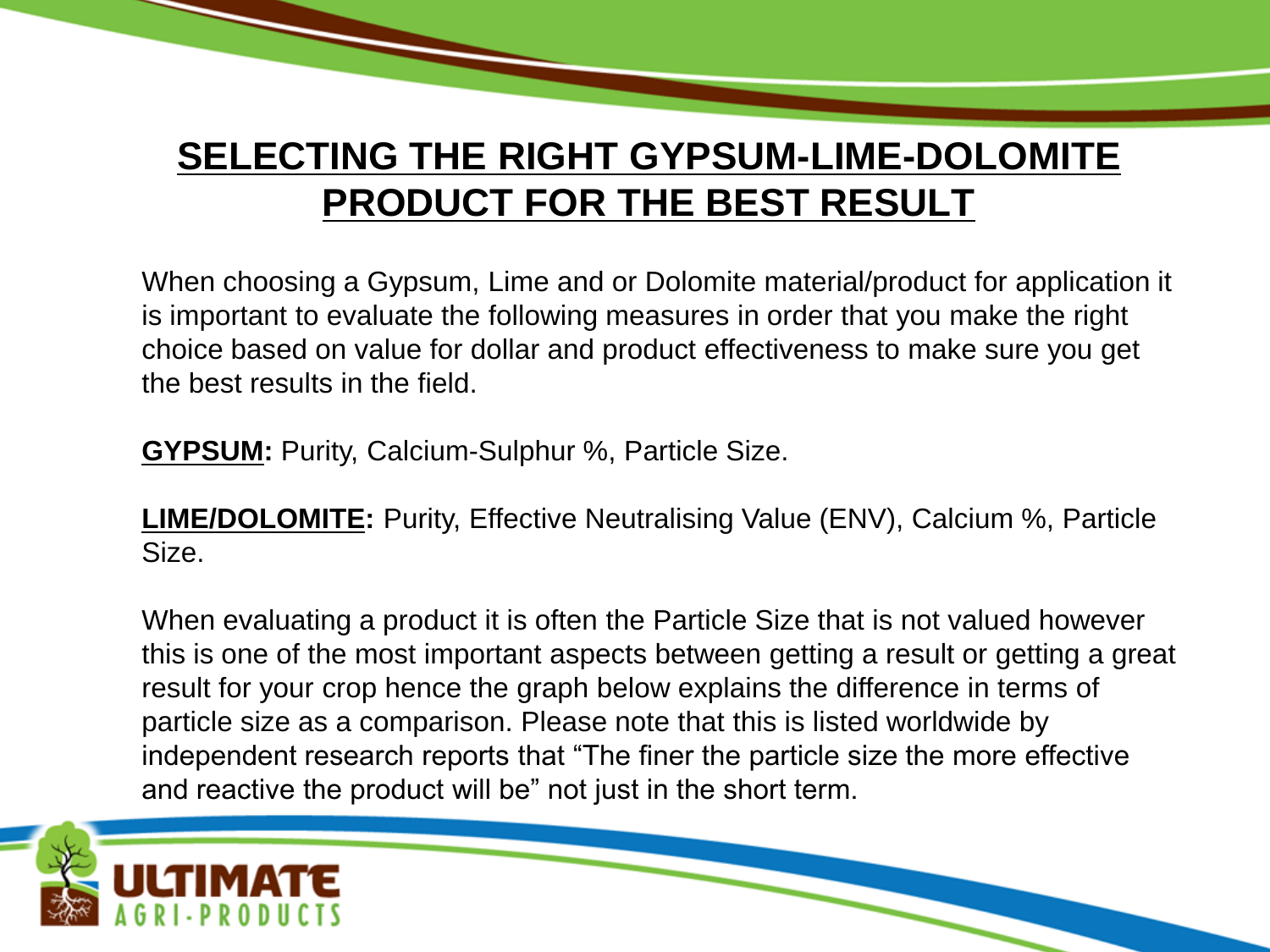# SELECTING THE RIGHT GYPSUM-LIME-DOLOMITE PRODUCT FOR THE BEST RESULT

When choosing a Gypsum, Lime and or Dolomite material/product for application it is important to evaluate the following measures in order that you make the right choice based on value for dollar and product effectiveness to make sure you get the best results in the field.

**GYPSUM:** Purity, Calcium-Sulphur %, Particle Size.

**LIME/DOLOMITE:** Purity, Effective Neutralising Value (ENV), Calcium %, Particle Size.

When evaluating a product it is often the Particle Size that is not valued however this is one of the most important aspects between getting a result or getting a great result for your crop hence the graph below explains the difference in terms of particle size as a comparison. Please note that this is listed worldwide by independent research reports that "The finer the particle size the more effective and reactive the product will be" not just in the short term.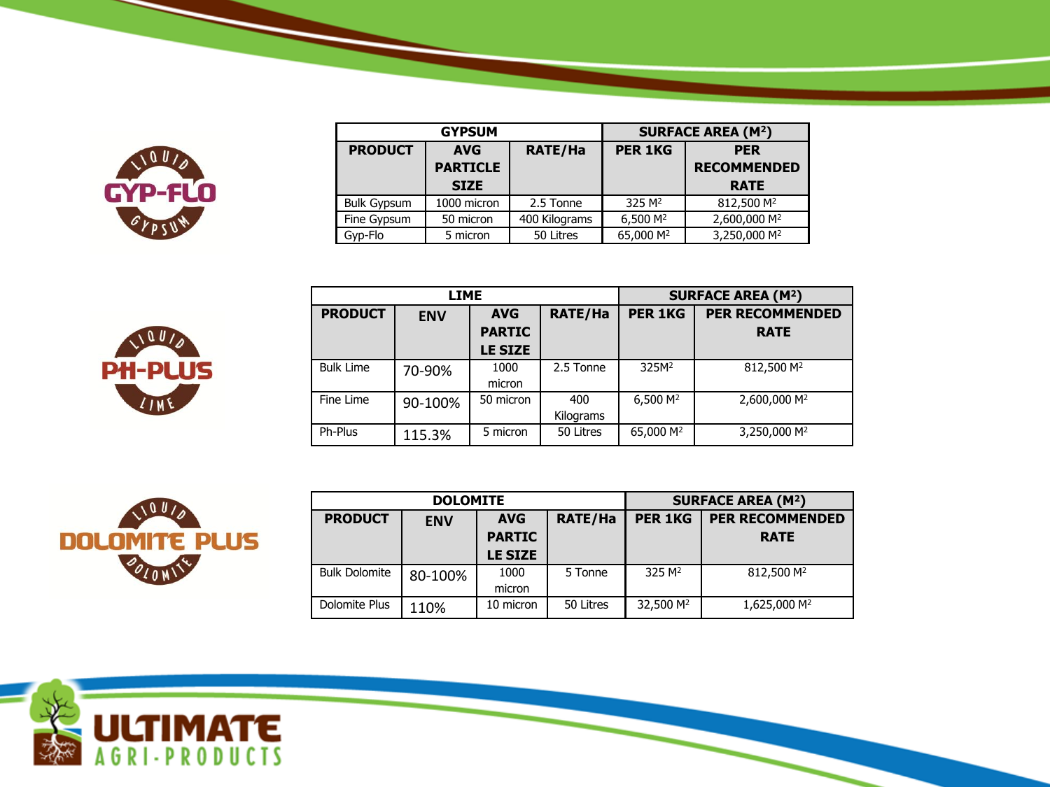| GYPSUM | | | SURFACE AREA ($M^2$) | |
|---|---|---|---|---|
| **PRODUCT** | **AVG PARTICLE SIZE** | **RATE/Ha** | **PER 1KG** | **PER RECOMMENDED RATE** |
| Bulk Gypsum | 1000 micron | 2.5 Tonne | 325 $M^2$ | 812,500 $M^2$ |
| Fine Gypsum | 50 micron | 400 Kilograms | 6,500 $M^2$ | 2,600,000 $M^2$ |
| Gyp-Flo | 5 micron | 50 Litres | 65,000 $M^2$ | 3,250,000 $M^2$ |

| LIME | | | | SURFACE AREA ($M^2$) | |
|---|---|---|---|---|---|
| **PRODUCT** | **ENV** | **AVG PARTICLE SIZE** | **RATE/Ha** | **PER 1KG** | **PER RECOMMENDED RATE** |
| Bulk Lime | 70-90% | 1000 micron | 2.5 Tonne | 325$M^2$ | 812,500 $M^2$ |
| Fine Lime | 90-100% | 50 micron | 400 Kilograms | 6,500 $M^2$ | 2,600,000 $M^2$ |
| Ph-Plus | 115.3% | 5 micron | 50 Litres | 65,000 $M^2$ | 3,250,000 $M^2$ |

| DOLOMITE | | | | SURFACE AREA ($M^2$) | |
|---|---|---|---|---|---|
| **PRODUCT** | **ENV** | **AVG PARTICLE SIZE** | **RATE/Ha** | **PER 1KG** | **PER RECOMMENDED RATE** |
| Bulk Dolomite | 80-100% | 1000 micron | 5 Tonne | 325 $M^2$ | 812,500 $M^2$ |
| Dolomite Plus | 110% | 10 micron | 50 Litres | 32,500 $M^2$ | 1,625,000 $M^2$ |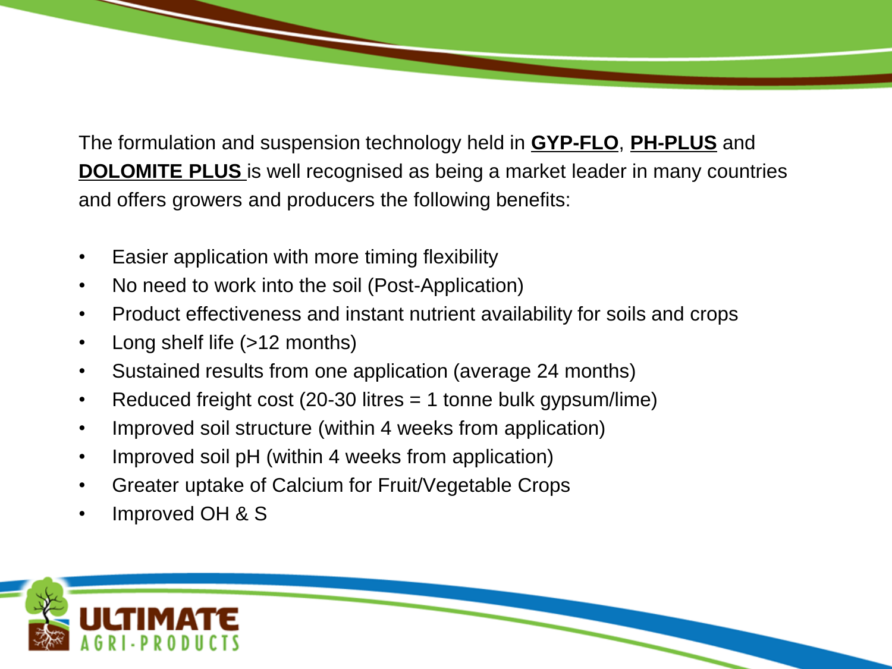The formulation and suspension technology held in **GYP-FLO**, **PH-PLUS** and **DOLOMITE PLUS** is well recognised as being a market leader in many countries and offers growers and producers the following benefits:

- Easier application with more timing flexibility
- No need to work into the soil (Post-Application)
- Product effectiveness and instant nutrient availability for soils and crops
- Long shelf life (>12 months)
- Sustained results from one application (average 24 months)
- Reduced freight cost (20-30 litres = 1 tonne bulk gypsum/lime)
- Improved soil structure (within 4 weeks from application)
- Improved soil pH (within 4 weeks from application)
- Greater uptake of Calcium for Fruit/Vegetable Crops
- Improved OH & S

ULTIMATE AGRI-PRODUCTS